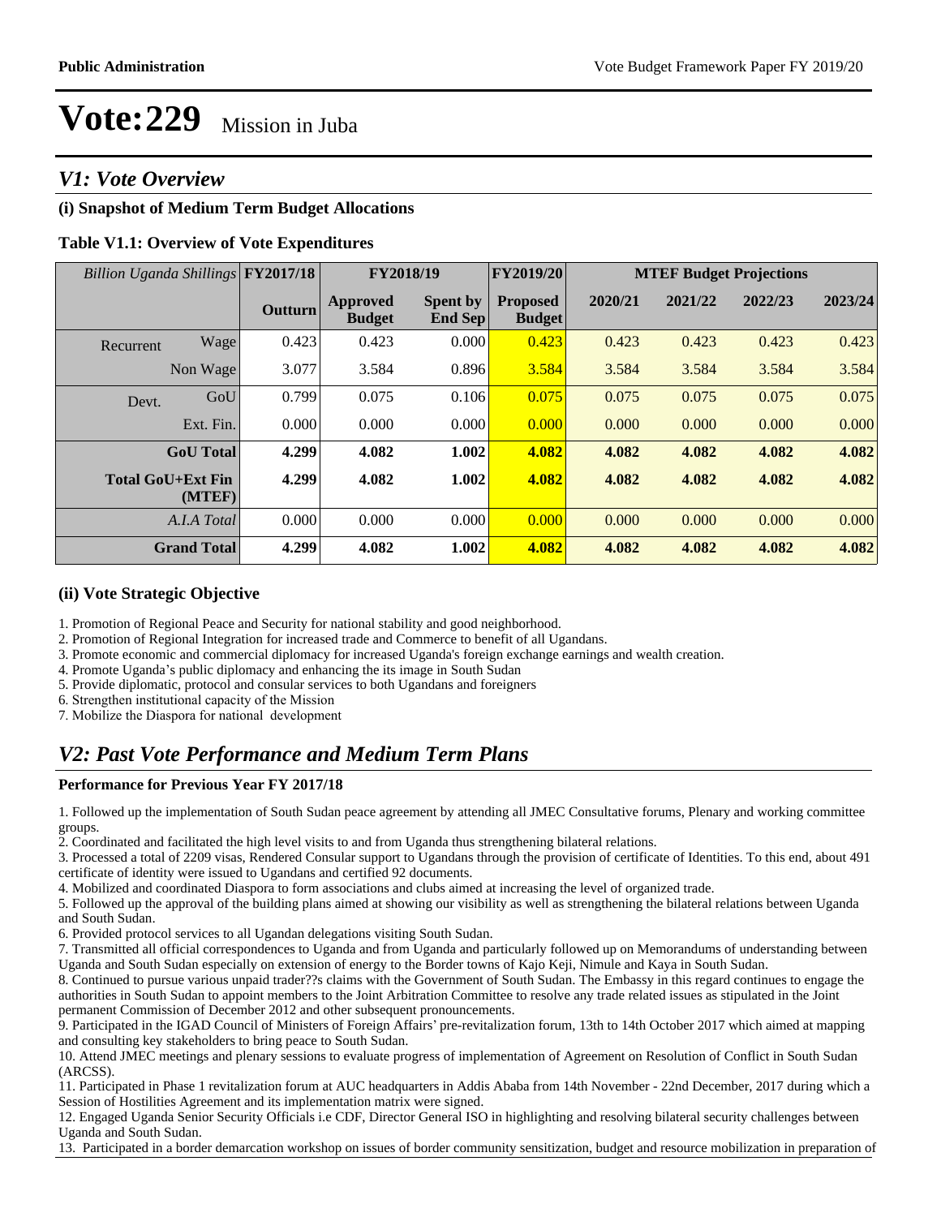# Vote:229 Mission in Juba

## V1: Vote Overview

### (i) Snapshot of Medium Term Budget Allocations

**Table V1.1: Overview of Vote Expenditures**

| Billion Uganda Shillings | | FY2017/18 | FY2018/19 | | FY2019/20 | MTEF Budget Projections | | | |
|---|---|---|---|---|---|---|---|---|---|
| | | Outturn | Approved Budget | Spent by End Sep | Proposed Budget | 2020/21 | 2021/22 | 2022/23 | 2023/24 |
| Recurrent | Wage | 0.423 | 0.423 | 0.000 | 0.423 | 0.423 | 0.423 | 0.423 | 0.423 |
| | Non Wage | 3.077 | 3.584 | 0.896 | 3.584 | 3.584 | 3.584 | 3.584 | 3.584 |
| Devt. | GoU | 0.799 | 0.075 | 0.106 | 0.075 | 0.075 | 0.075 | 0.075 | 0.075 |
| | Ext. Fin. | 0.000 | 0.000 | 0.000 | 0.000 | 0.000 | 0.000 | 0.000 | 0.000 |
| | **GoU Total** | **4.299** | **4.082** | **1.002** | **4.082** | **4.082** | **4.082** | **4.082** | **4.082** |
| | **Total GoU+Ext Fin (MTEF)** | **4.299** | **4.082** | **1.002** | **4.082** | **4.082** | **4.082** | **4.082** | **4.082** |
| | *A.I.A Total* | 0.000 | 0.000 | 0.000 | 0.000 | 0.000 | 0.000 | 0.000 | 0.000 |
| | **Grand Total** | **4.299** | **4.082** | **1.002** | **4.082** | **4.082** | **4.082** | **4.082** | **4.082** |

### (ii) Vote Strategic Objective

1. Promotion of Regional Peace and Security for national stability and good neighborhood.
2. Promotion of Regional Integration for increased trade and Commerce to benefit of all Ugandans.
3. Promote economic and commercial diplomacy for increased Uganda's foreign exchange earnings and wealth creation.
4. Promote Uganda's public diplomacy and enhancing the its image in South Sudan
5. Provide diplomatic, protocol and consular services to both Ugandans and foreigners
6. Strengthen institutional capacity of the Mission
7. Mobilize the Diaspora for national development

## V2: Past Vote Performance and Medium Term Plans

**Performance for Previous Year FY 2017/18**

1. Followed up the implementation of South Sudan peace agreement by attending all JMEC Consultative forums, Plenary and working committee groups.
2. Coordinated and facilitated the high level visits to and from Uganda thus strengthening bilateral relations.
3. Processed a total of 2209 visas, Rendered Consular support to Ugandans through the provision of certificate of Identities. To this end, about 491 certificate of identity were issued to Ugandans and certified 92 documents.
4. Mobilized and coordinated Diaspora to form associations and clubs aimed at increasing the level of organized trade.
5. Followed up the approval of the building plans aimed at showing our visibility as well as strengthening the bilateral relations between Uganda and South Sudan.
6. Provided protocol services to all Ugandan delegations visiting South Sudan.
7. Transmitted all official correspondences to Uganda and from Uganda and particularly followed up on Memorandums of understanding between Uganda and South Sudan especially on extension of energy to the Border towns of Kajo Keji, Nimule and Kaya in South Sudan.
8. Continued to pursue various unpaid trader??s claims with the Government of South Sudan. The Embassy in this regard continues to engage the authorities in South Sudan to appoint members to the Joint Arbitration Committee to resolve any trade related issues as stipulated in the Joint permanent Commission of December 2012 and other subsequent pronouncements.
9. Participated in the IGAD Council of Ministers of Foreign Affairs' pre-revitalization forum, 13th to 14th October 2017 which aimed at mapping and consulting key stakeholders to bring peace to South Sudan.
10. Attend JMEC meetings and plenary sessions to evaluate progress of implementation of Agreement on Resolution of Conflict in South Sudan (ARCSS).
11. Participated in Phase 1 revitalization forum at AUC headquarters in Addis Ababa from 14th November - 22nd December, 2017 during which a Session of Hostilities Agreement and its implementation matrix were signed.
12. Engaged Uganda Senior Security Officials i.e CDF, Director General ISO in highlighting and resolving bilateral security challenges between Uganda and South Sudan.
13. Participated in a border demarcation workshop on issues of border community sensitization, budget and resource mobilization in preparation of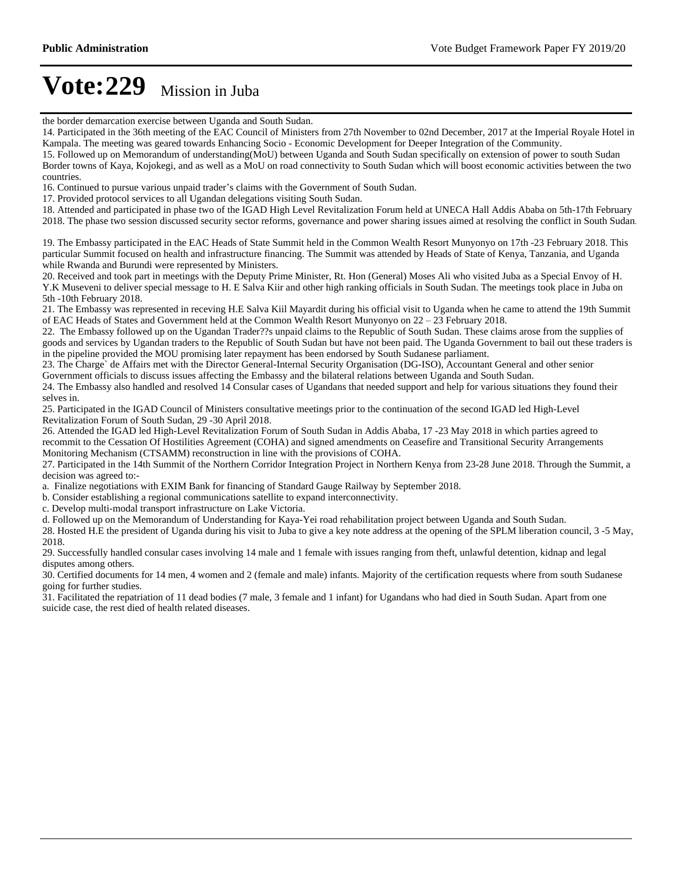# Vote:229 Mission in Juba

the border demarcation exercise between Uganda and South Sudan.

14. Participated in the 36th meeting of the EAC Council of Ministers from 27th November to 02nd December, 2017 at the Imperial Royale Hotel in Kampala. The meeting was geared towards Enhancing Socio - Economic Development for Deeper Integration of the Community.

15. Followed up on Memorandum of understanding(MoU) between Uganda and South Sudan specifically on extension of power to south Sudan Border towns of Kaya, Kojokegi, and as well as a MoU on road connectivity to South Sudan which will boost economic activities between the two countries.

16. Continued to pursue various unpaid trader's claims with the Government of South Sudan.

17. Provided protocol services to all Ugandan delegations visiting South Sudan.

18. Attended and participated in phase two of the IGAD High Level Revitalization Forum held at UNECA Hall Addis Ababa on 5th-17th February 2018. The phase two session discussed security sector reforms, governance and power sharing issues aimed at resolving the conflict in South Sudan.

19. The Embassy participated in the EAC Heads of State Summit held in the Common Wealth Resort Munyonyo on 17th -23 February 2018. This particular Summit focused on health and infrastructure financing. The Summit was attended by Heads of State of Kenya, Tanzania, and Uganda while Rwanda and Burundi were represented by Ministers.

20. Received and took part in meetings with the Deputy Prime Minister, Rt. Hon (General) Moses Ali who visited Juba as a Special Envoy of H. Y.K Museveni to deliver special message to H. E Salva Kiir and other high ranking officials in South Sudan. The meetings took place in Juba on 5th -10th February 2018.

21. The Embassy was represented in receving H.E Salva Kiil Mayardit during his official visit to Uganda when he came to attend the 19th Summit of EAC Heads of States and Government held at the Common Wealth Resort Munyonyo on 22 – 23 February 2018.

22. The Embassy followed up on the Ugandan Trader??s unpaid claims to the Republic of South Sudan. These claims arose from the supplies of goods and services by Ugandan traders to the Republic of South Sudan but have not been paid. The Uganda Government to bail out these traders is in the pipeline provided the MOU promising later repayment has been endorsed by South Sudanese parliament.

23. The Charge` de Affairs met with the Director General-Internal Security Organisation (DG-ISO), Accountant General and other senior Government officials to discuss issues affecting the Embassy and the bilateral relations between Uganda and South Sudan.

24. The Embassy also handled and resolved 14 Consular cases of Ugandans that needed support and help for various situations they found their selves in.

25. Participated in the IGAD Council of Ministers consultative meetings prior to the continuation of the second IGAD led High-Level Revitalization Forum of South Sudan, 29 -30 April 2018.

26. Attended the IGAD led High-Level Revitalization Forum of South Sudan in Addis Ababa, 17 -23 May 2018 in which parties agreed to recommit to the Cessation Of Hostilities Agreement (COHA) and signed amendments on Ceasefire and Transitional Security Arrangements Monitoring Mechanism (CTSAMM) reconstruction in line with the provisions of COHA.

27. Participated in the 14th Summit of the Northern Corridor Integration Project in Northern Kenya from 23-28 June 2018. Through the Summit, a decision was agreed to:-

a. Finalize negotiations with EXIM Bank for financing of Standard Gauge Railway by September 2018.

b. Consider establishing a regional communications satellite to expand interconnectivity.

c. Develop multi-modal transport infrastructure on Lake Victoria.

d. Followed up on the Memorandum of Understanding for Kaya-Yei road rehabilitation project between Uganda and South Sudan.

28. Hosted H.E the president of Uganda during his visit to Juba to give a key note address at the opening of the SPLM liberation council, 3 -5 May, 2018.

29. Successfully handled consular cases involving 14 male and 1 female with issues ranging from theft, unlawful detention, kidnap and legal disputes among others.

30. Certified documents for 14 men, 4 women and 2 (female and male) infants. Majority of the certification requests where from south Sudanese going for further studies.

31. Facilitated the repatriation of 11 dead bodies (7 male, 3 female and 1 infant) for Ugandans who had died in South Sudan. Apart from one suicide case, the rest died of health related diseases.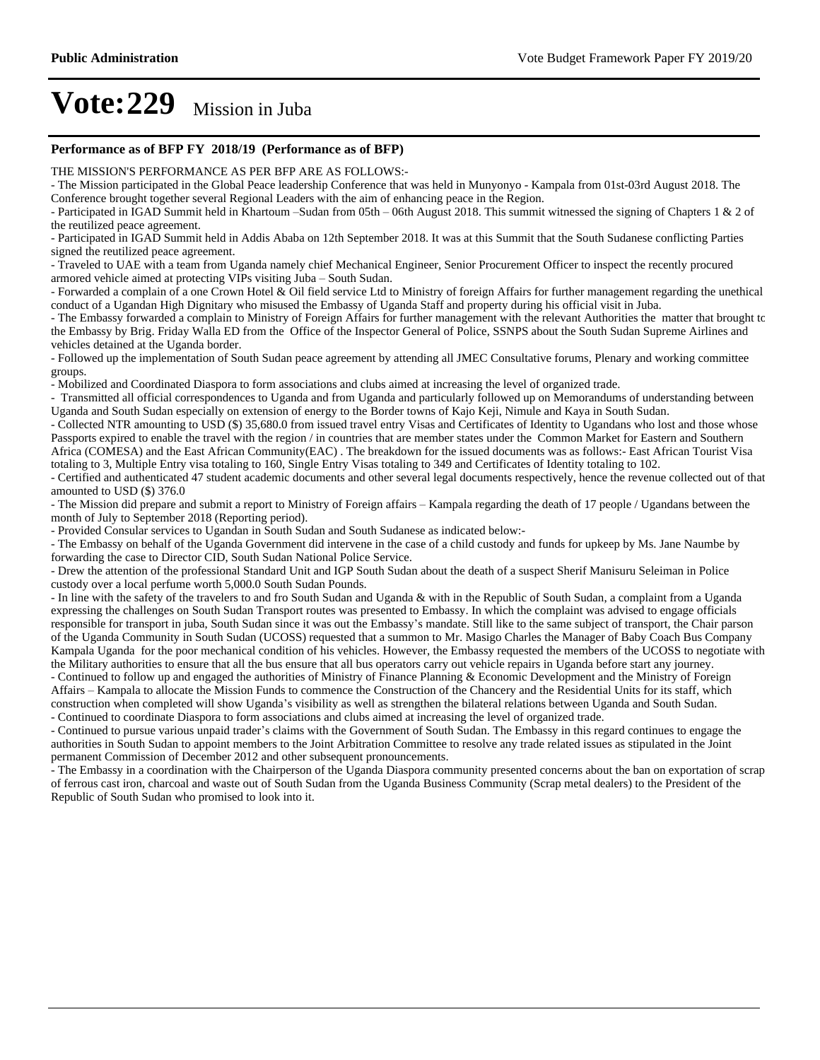# Vote:229 Mission in Juba

## Performance as of BFP FY 2018/19 (Performance as of BFP)

THE MISSION'S PERFORMANCE AS PER BFP ARE AS FOLLOWS:-

- The Mission participated in the Global Peace leadership Conference that was held in Munyonyo - Kampala from 01st-03rd August 2018. The Conference brought together several Regional Leaders with the aim of enhancing peace in the Region.
- Participated in IGAD Summit held in Khartoum –Sudan from 05th – 06th August 2018. This summit witnessed the signing of Chapters 1 & 2 of the reutilized peace agreement.
- Participated in IGAD Summit held in Addis Ababa on 12th September 2018. It was at this Summit that the South Sudanese conflicting Parties signed the reutilized peace agreement.
- Traveled to UAE with a team from Uganda namely chief Mechanical Engineer, Senior Procurement Officer to inspect the recently procured armored vehicle aimed at protecting VIPs visiting Juba – South Sudan.
- Forwarded a complain of a one Crown Hotel & Oil field service Ltd to Ministry of foreign Affairs for further management regarding the unethical conduct of a Ugandan High Dignitary who misused the Embassy of Uganda Staff and property during his official visit in Juba.
- The Embassy forwarded a complain to Ministry of Foreign Affairs for further management with the relevant Authorities the matter that brought to the Embassy by Brig. Friday Walla ED from the Office of the Inspector General of Police, SSNPS about the South Sudan Supreme Airlines and vehicles detained at the Uganda border.
- Followed up the implementation of South Sudan peace agreement by attending all JMEC Consultative forums, Plenary and working committee groups.
- Mobilized and Coordinated Diaspora to form associations and clubs aimed at increasing the level of organized trade.
- Transmitted all official correspondences to Uganda and from Uganda and particularly followed up on Memorandums of understanding between Uganda and South Sudan especially on extension of energy to the Border towns of Kajo Keji, Nimule and Kaya in South Sudan.
- Collected NTR amounting to USD ($) 35,680.0 from issued travel entry Visas and Certificates of Identity to Ugandans who lost and those whose Passports expired to enable the travel with the region / in countries that are member states under the Common Market for Eastern and Southern Africa (COMESA) and the East African Community(EAC) . The breakdown for the issued documents was as follows:- East African Tourist Visa totaling to 3, Multiple Entry visa totaling to 160, Single Entry Visas totaling to 349 and Certificates of Identity totaling to 102.
- Certified and authenticated 47 student academic documents and other several legal documents respectively, hence the revenue collected out of that amounted to USD ($) 376.0
- The Mission did prepare and submit a report to Ministry of Foreign affairs – Kampala regarding the death of 17 people / Ugandans between the month of July to September 2018 (Reporting period).
- Provided Consular services to Ugandan in South Sudan and South Sudanese as indicated below:-
- The Embassy on behalf of the Uganda Government did intervene in the case of a child custody and funds for upkeep by Ms. Jane Naumbe by forwarding the case to Director CID, South Sudan National Police Service.
- Drew the attention of the professional Standard Unit and IGP South Sudan about the death of a suspect Sherif Manisuru Seleiman in Police custody over a local perfume worth 5,000.0 South Sudan Pounds.
- In line with the safety of the travelers to and fro South Sudan and Uganda & with in the Republic of South Sudan, a complaint from a Uganda expressing the challenges on South Sudan Transport routes was presented to Embassy. In which the complaint was advised to engage officials responsible for transport in juba, South Sudan since it was out the Embassy's mandate. Still like to the same subject of transport, the Chair parson of the Uganda Community in South Sudan (UCOSS) requested that a summon to Mr. Masigo Charles the Manager of Baby Coach Bus Company Kampala Uganda for the poor mechanical condition of his vehicles. However, the Embassy requested the members of the UCOSS to negotiate with the Military authorities to ensure that all the bus ensure that all bus operators carry out vehicle repairs in Uganda before start any journey.
- Continued to follow up and engaged the authorities of Ministry of Finance Planning & Economic Development and the Ministry of Foreign Affairs – Kampala to allocate the Mission Funds to commence the Construction of the Chancery and the Residential Units for its staff, which construction when completed will show Uganda's visibility as well as strengthen the bilateral relations between Uganda and South Sudan.
- Continued to coordinate Diaspora to form associations and clubs aimed at increasing the level of organized trade.
- Continued to pursue various unpaid trader's claims with the Government of South Sudan. The Embassy in this regard continues to engage the authorities in South Sudan to appoint members to the Joint Arbitration Committee to resolve any trade related issues as stipulated in the Joint permanent Commission of December 2012 and other subsequent pronouncements.
- The Embassy in a coordination with the Chairperson of the Uganda Diaspora community presented concerns about the ban on exportation of scrap of ferrous cast iron, charcoal and waste out of South Sudan from the Uganda Business Community (Scrap metal dealers) to the President of the Republic of South Sudan who promised to look into it.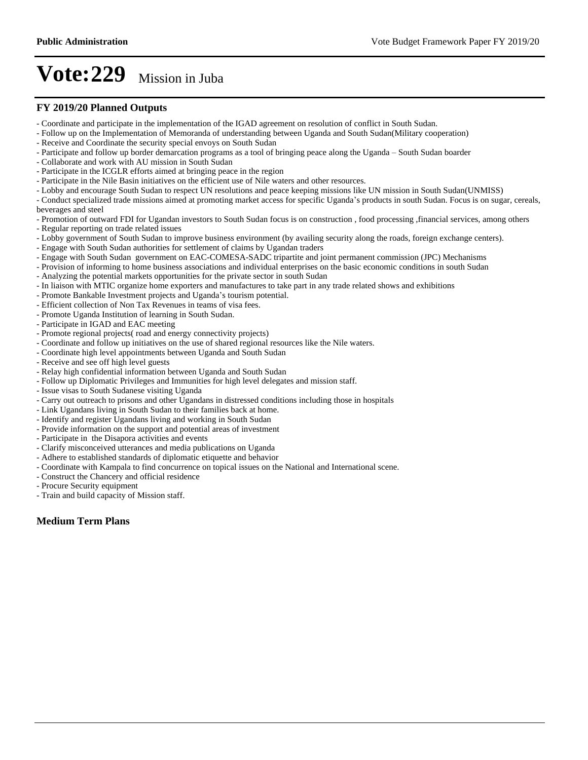# Vote:229 Mission in Juba

## FY 2019/20 Planned Outputs

- Coordinate and participate in the implementation of the IGAD agreement on resolution of conflict in South Sudan.
- Follow up on the Implementation of Memoranda of understanding between Uganda and South Sudan(Military cooperation)
- Receive and Coordinate the security special envoys on South Sudan
- Participate and follow up border demarcation programs as a tool of bringing peace along the Uganda – South Sudan boarder
- Collaborate and work with AU mission in South Sudan
- Participate in the ICGLR efforts aimed at bringing peace in the region
- Participate in the Nile Basin initiatives on the efficient use of Nile waters and other resources.
- Lobby and encourage South Sudan to respect UN resolutions and peace keeping missions like UN mission in South Sudan(UNMISS)
- Conduct specialized trade missions aimed at promoting market access for specific Uganda's products in south Sudan. Focus is on sugar, cereals, beverages and steel
- Promotion of outward FDI for Ugandan investors to South Sudan focus is on construction , food processing ,financial services, among others
- Regular reporting on trade related issues
- Lobby government of South Sudan to improve business environment (by availing security along the roads, foreign exchange centers).
- Engage with South Sudan authorities for settlement of claims by Ugandan traders
- Engage with South Sudan government on EAC-COMESA-SADC tripartite and joint permanent commission (JPC) Mechanisms
- Provision of informing to home business associations and individual enterprises on the basic economic conditions in south Sudan
- Analyzing the potential markets opportunities for the private sector in south Sudan
- In liaison with MTIC organize home exporters and manufactures to take part in any trade related shows and exhibitions
- Promote Bankable Investment projects and Uganda's tourism potential.
- Efficient collection of Non Tax Revenues in teams of visa fees.
- Promote Uganda Institution of learning in South Sudan.
- Participate in IGAD and EAC meeting
- Promote regional projects( road and energy connectivity projects)
- Coordinate and follow up initiatives on the use of shared regional resources like the Nile waters.
- Coordinate high level appointments between Uganda and South Sudan
- Receive and see off high level guests
- Relay high confidential information between Uganda and South Sudan
- Follow up Diplomatic Privileges and Immunities for high level delegates and mission staff.
- Issue visas to South Sudanese visiting Uganda
- Carry out outreach to prisons and other Ugandans in distressed conditions including those in hospitals
- Link Ugandans living in South Sudan to their families back at home.
- Identify and register Ugandans living and working in South Sudan
- Provide information on the support and potential areas of investment
- Participate in the Disapora activities and events
- Clarify misconceived utterances and media publications on Uganda
- Adhere to established standards of diplomatic etiquette and behavior
- Coordinate with Kampala to find concurrence on topical issues on the National and International scene.
- Construct the Chancery and official residence
- Procure Security equipment
- Train and build capacity of Mission staff.

## Medium Term Plans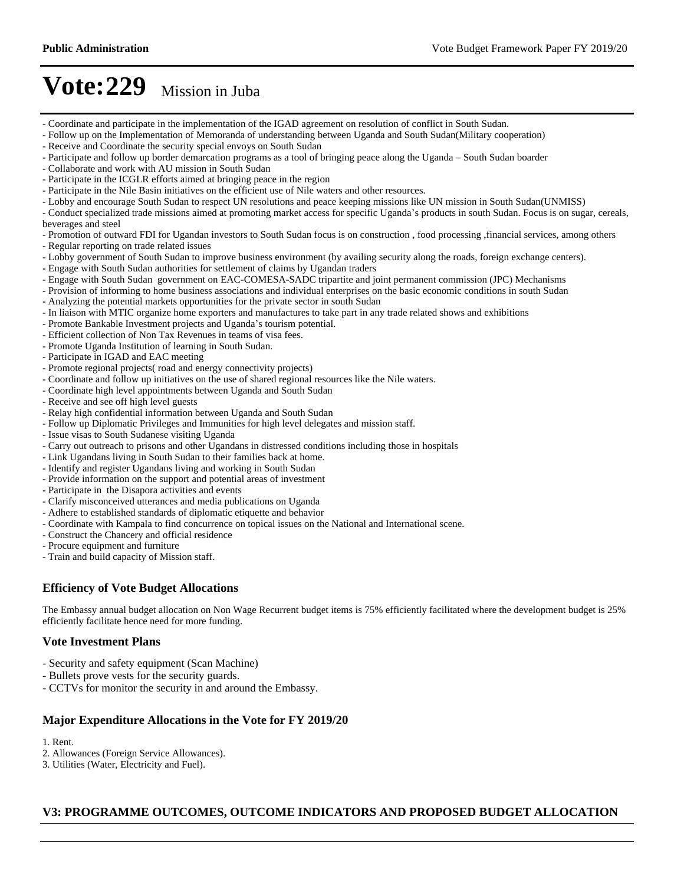# Vote:229 Mission in Juba

- Coordinate and participate in the implementation of the IGAD agreement on resolution of conflict in South Sudan.
- Follow up on the Implementation of Memoranda of understanding between Uganda and South Sudan(Military cooperation)
- Receive and Coordinate the security special envoys on South Sudan
- Participate and follow up border demarcation programs as a tool of bringing peace along the Uganda – South Sudan boarder
- Collaborate and work with AU mission in South Sudan
- Participate in the ICGLR efforts aimed at bringing peace in the region
- Participate in the Nile Basin initiatives on the efficient use of Nile waters and other resources.
- Lobby and encourage South Sudan to respect UN resolutions and peace keeping missions like UN mission in South Sudan(UNMISS)
- Conduct specialized trade missions aimed at promoting market access for specific Uganda's products in south Sudan. Focus is on sugar, cereals, beverages and steel
- Promotion of outward FDI for Ugandan investors to South Sudan focus is on construction , food processing ,financial services, among others
- Regular reporting on trade related issues
- Lobby government of South Sudan to improve business environment (by availing security along the roads, foreign exchange centers).
- Engage with South Sudan authorities for settlement of claims by Ugandan traders
- Engage with South Sudan government on EAC-COMESA-SADC tripartite and joint permanent commission (JPC) Mechanisms
- Provision of informing to home business associations and individual enterprises on the basic economic conditions in south Sudan
- Analyzing the potential markets opportunities for the private sector in south Sudan
- In liaison with MTIC organize home exporters and manufactures to take part in any trade related shows and exhibitions
- Promote Bankable Investment projects and Uganda's tourism potential.
- Efficient collection of Non Tax Revenues in teams of visa fees.
- Promote Uganda Institution of learning in South Sudan.
- Participate in IGAD and EAC meeting
- Promote regional projects( road and energy connectivity projects)
- Coordinate and follow up initiatives on the use of shared regional resources like the Nile waters.
- Coordinate high level appointments between Uganda and South Sudan
- Receive and see off high level guests
- Relay high confidential information between Uganda and South Sudan
- Follow up Diplomatic Privileges and Immunities for high level delegates and mission staff.
- Issue visas to South Sudanese visiting Uganda
- Carry out outreach to prisons and other Ugandans in distressed conditions including those in hospitals
- Link Ugandans living in South Sudan to their families back at home.
- Identify and register Ugandans living and working in South Sudan
- Provide information on the support and potential areas of investment
- Participate in the Disapora activities and events
- Clarify misconceived utterances and media publications on Uganda
- Adhere to established standards of diplomatic etiquette and behavior
- Coordinate with Kampala to find concurrence on topical issues on the National and International scene.
- Construct the Chancery and official residence
- Procure equipment and furniture
- Train and build capacity of Mission staff.

### Efficiency of Vote Budget Allocations

The Embassy annual budget allocation on Non Wage Recurrent budget items is 75% efficiently facilitated where the development budget is 25% efficiently facilitate hence need for more funding.

### Vote Investment Plans

- Security and safety equipment (Scan Machine)
- Bullets prove vests for the security guards.
- CCTVs for monitor the security in and around the Embassy.

### Major Expenditure Allocations in the Vote for FY 2019/20

1. Rent.
2. Allowances (Foreign Service Allowances).
3. Utilities (Water, Electricity and Fuel).

## V3: PROGRAMME OUTCOMES, OUTCOME INDICATORS AND PROPOSED BUDGET ALLOCATION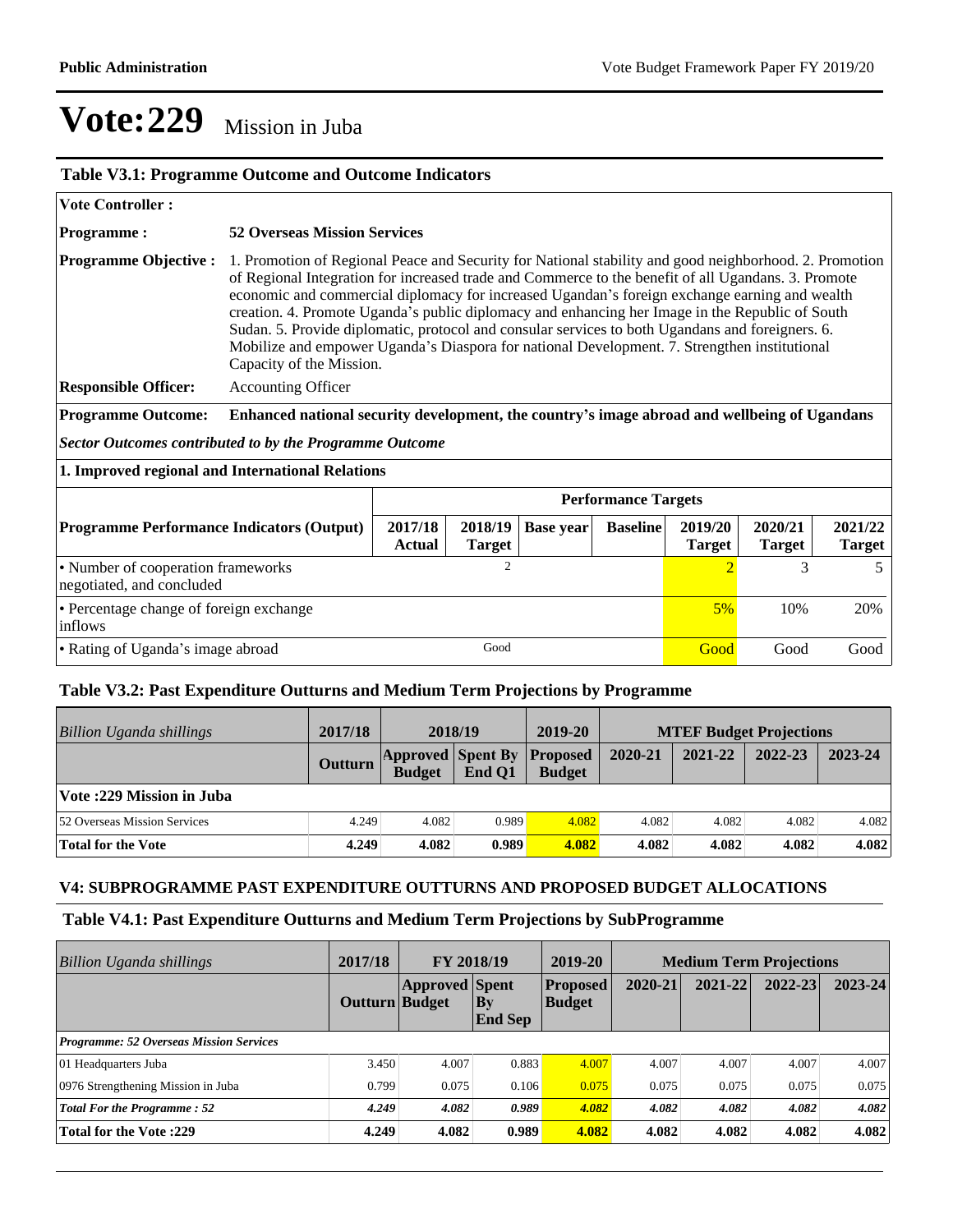# Vote:229 Mission in Juba

**Table V3.1: Programme Outcome and Outcome Indicators**

| | |
|---|---|
| **Vote Controller :** | |
| **Programme :** | **52 Overseas Mission Services** |
| **Programme Objective :** | 1. Promotion of Regional Peace and Security for National stability and good neighborhood. 2. Promotion of Regional Integration for increased trade and Commerce to the benefit of all Ugandans. 3. Promote economic and commercial diplomacy for increased Ugandan's foreign exchange earning and wealth creation. 4. Promote Uganda's public diplomacy and enhancing her Image in the Republic of South Sudan. 5. Provide diplomatic, protocol and consular services to both Ugandans and foreigners. 6. Mobilize and empower Uganda's Diaspora for national Development. 7. Strengthen institutional Capacity of the Mission. |
| **Responsible Officer:** | Accounting Officer |
| **Programme Outcome:** | **Enhanced national security development, the country's image abroad and wellbeing of Ugandans** |

***Sector Outcomes contributed to by the Programme Outcome***

**1. Improved regional and International Relations**

| | Performance Targets | | | | | | |
|---|---|---|---|---|---|---|---|
| **Programme Performance Indicators (Output)** | **2017/18 Actual** | **2018/19 Target** | **Base year** | **Baseline** | **2019/20 Target** | **2020/21 Target** | **2021/22 Target** |
| • Number of cooperation frameworks negotiated, and concluded | | 2 | | | 2 | 3 | 5 |
| • Percentage change of foreign exchange inflows | | | | | 5% | 10% | 20% |
| • Rating of Uganda's image abroad | | Good | | | Good | Good | Good |

**Table V3.2: Past Expenditure Outturns and Medium Term Projections by Programme**

| *Billion Uganda shillings* | 2017/18 | 2018/19 | | 2019-20 | MTEF Budget Projections | | | |
|---|---|---|---|---|---|---|---|---|
| | **Outturn** | **Approved Budget** | **Spent By End Q1** | **Proposed Budget** | **2020-21** | **2021-22** | **2022-23** | **2023-24** |
| **Vote :229 Mission in Juba** | | | | | | | | |
| 52 Overseas Mission Services | 4.249 | 4.082 | 0.989 | 4.082 | 4.082 | 4.082 | 4.082 | 4.082 |
| **Total for the Vote** | **4.249** | **4.082** | **0.989** | **4.082** | **4.082** | **4.082** | **4.082** | **4.082** |

### V4: SUBPROGRAMME PAST EXPENDITURE OUTTURNS AND PROPOSED BUDGET ALLOCATIONS

**Table V4.1: Past Expenditure Outturns and Medium Term Projections by SubProgramme**

| *Billion Uganda shillings* | 2017/18 | FY 2018/19 | | 2019-20 | Medium Term Projections | | | |
|---|---|---|---|---|---|---|---|---|
| | **Outturn** | **Approved Budget** | **Spent By End Sep** | **Proposed Budget** | **2020-21** | **2021-22** | **2022-23** | **2023-24** |
| ***Programme: 52 Overseas Mission Services*** | | | | | | | | |
| 01 Headquarters Juba | 3.450 | 4.007 | 0.883 | 4.007 | 4.007 | 4.007 | 4.007 | 4.007 |
| 0976 Strengthening Mission in Juba | 0.799 | 0.075 | 0.106 | 0.075 | 0.075 | 0.075 | 0.075 | 0.075 |
| ***Total For the Programme : 52*** | ***4.249*** | ***4.082*** | ***0.989*** | ***4.082*** | ***4.082*** | ***4.082*** | ***4.082*** | ***4.082*** |
| **Total for the Vote :229** | **4.249** | **4.082** | **0.989** | **4.082** | **4.082** | **4.082** | **4.082** | **4.082** |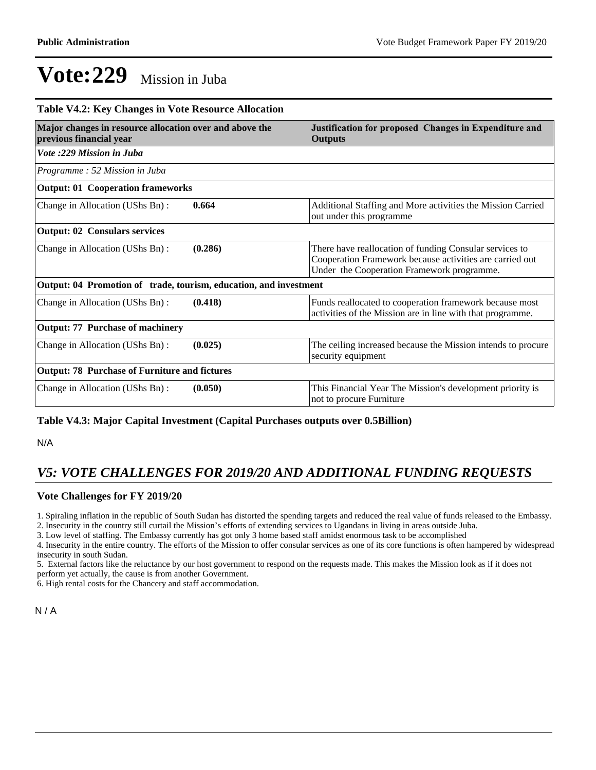# Vote:229 Mission in Juba

**Table V4.2: Key Changes in Vote Resource Allocation**

| Major changes in resource allocation over and above the previous financial year | | Justification for proposed Changes in Expenditure and Outputs |
|---|---|---|
| *Vote :229 Mission in Juba* | | |
| *Programme : 52 Mission in Juba* | | |
| **Output: 01 Cooperation frameworks** | | |
| Change in Allocation (UShs Bn) : | **0.664** | Additional Staffing and More activities the Mission Carried out under this programme |
| **Output: 02 Consulars services** | | |
| Change in Allocation (UShs Bn) : | **(0.286)** | There have reallocation of funding Consular services to Cooperation Framework because activities are carried out Under the Cooperation Framework programme. |
| **Output: 04 Promotion of trade, tourism, education, and investment** | | |
| Change in Allocation (UShs Bn) : | **(0.418)** | Funds reallocated to cooperation framework because most activities of the Mission are in line with that programme. |
| **Output: 77 Purchase of machinery** | | |
| Change in Allocation (UShs Bn) : | **(0.025)** | The ceiling increased because the Mission intends to procure security equipment |
| **Output: 78 Purchase of Furniture and fictures** | | |
| Change in Allocation (UShs Bn) : | **(0.050)** | This Financial Year The Mission's development priority is not to procure Furniture |

**Table V4.3: Major Capital Investment (Capital Purchases outputs over 0.5Billion)**

N/A

## *V5: VOTE CHALLENGES FOR 2019/20 AND ADDITIONAL FUNDING REQUESTS*

**Vote Challenges for FY 2019/20**

1. Spiraling inflation in the republic of South Sudan has distorted the spending targets and reduced the real value of funds released to the Embassy.
2. Insecurity in the country still curtail the Mission's efforts of extending services to Ugandans in living in areas outside Juba.
3. Low level of staffing. The Embassy currently has got only 3 home based staff amidst enormous task to be accomplished
4. Insecurity in the entire country. The efforts of the Mission to offer consular services as one of its core functions is often hampered by widespread insecurity in south Sudan.
5. External factors like the reluctance by our host government to respond on the requests made. This makes the Mission look as if it does not perform yet actually, the cause is from another Government.
6. High rental costs for the Chancery and staff accommodation.

N / A